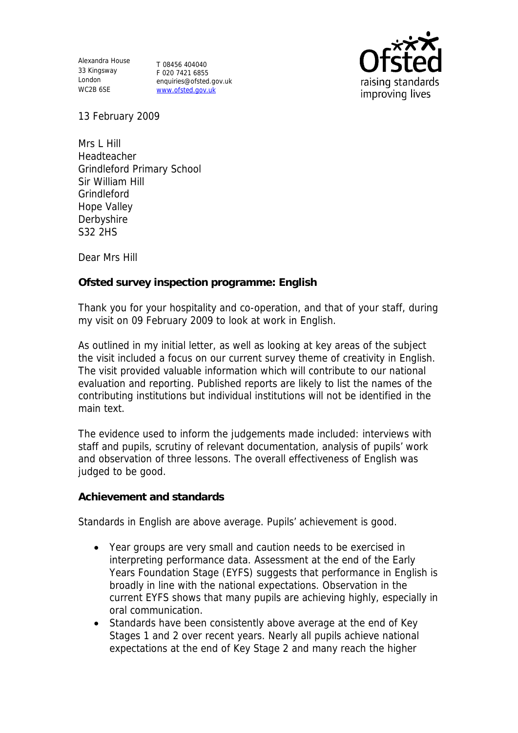Alexandra House
33 Kingsway
London
WC2B 6SE

T 08456 404040
F 020 7421 6855
enquiries@ofsted.gov.uk
www.ofsted.gov.uk

13 February 2009

Mrs L Hill
Headteacher
Grindleford Primary School
Sir William Hill
Grindleford
Hope Valley
Derbyshire
S32 2HS

Dear Mrs Hill

**Ofsted survey inspection programme: English**

Thank you for your hospitality and co-operation, and that of your staff, during my visit on 09 February 2009 to look at work in English.

As outlined in my initial letter, as well as looking at key areas of the subject the visit included a focus on our current survey theme of creativity in English. The visit provided valuable information which will contribute to our national evaluation and reporting. Published reports are likely to list the names of the contributing institutions but individual institutions will not be identified in the main text.

The evidence used to inform the judgements made included: interviews with staff and pupils, scrutiny of relevant documentation, analysis of pupils' work and observation of three lessons. The overall effectiveness of English was judged to be good.

**Achievement and standards**

Standards in English are above average. Pupils' achievement is good.

- Year groups are very small and caution needs to be exercised in interpreting performance data. Assessment at the end of the Early Years Foundation Stage (EYFS) suggests that performance in English is broadly in line with the national expectations. Observation in the current EYFS shows that many pupils are achieving highly, especially in oral communication.
- Standards have been consistently above average at the end of Key Stages 1 and 2 over recent years. Nearly all pupils achieve national expectations at the end of Key Stage 2 and many reach the higher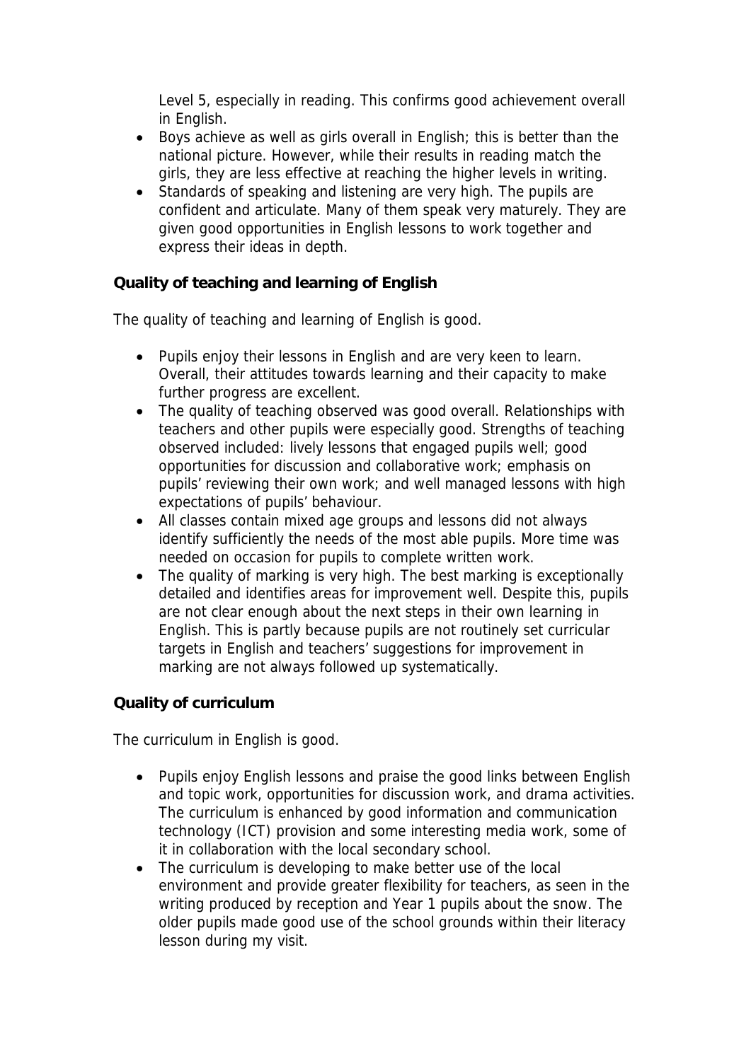Level 5, especially in reading. This confirms good achievement overall in English.

- Boys achieve as well as girls overall in English; this is better than the national picture. However, while their results in reading match the girls, they are less effective at reaching the higher levels in writing.
- Standards of speaking and listening are very high. The pupils are confident and articulate. Many of them speak very maturely. They are given good opportunities in English lessons to work together and express their ideas in depth.

### Quality of teaching and learning of English

The quality of teaching and learning of English is good.

- Pupils enjoy their lessons in English and are very keen to learn. Overall, their attitudes towards learning and their capacity to make further progress are excellent.
- The quality of teaching observed was good overall. Relationships with teachers and other pupils were especially good. Strengths of teaching observed included: lively lessons that engaged pupils well; good opportunities for discussion and collaborative work; emphasis on pupils' reviewing their own work; and well managed lessons with high expectations of pupils' behaviour.
- All classes contain mixed age groups and lessons did not always identify sufficiently the needs of the most able pupils. More time was needed on occasion for pupils to complete written work.
- The quality of marking is very high. The best marking is exceptionally detailed and identifies areas for improvement well. Despite this, pupils are not clear enough about the next steps in their own learning in English. This is partly because pupils are not routinely set curricular targets in English and teachers' suggestions for improvement in marking are not always followed up systematically.

### Quality of curriculum

The curriculum in English is good.

- Pupils enjoy English lessons and praise the good links between English and topic work, opportunities for discussion work, and drama activities. The curriculum is enhanced by good information and communication technology (ICT) provision and some interesting media work, some of it in collaboration with the local secondary school.
- The curriculum is developing to make better use of the local environment and provide greater flexibility for teachers, as seen in the writing produced by reception and Year 1 pupils about the snow. The older pupils made good use of the school grounds within their literacy lesson during my visit.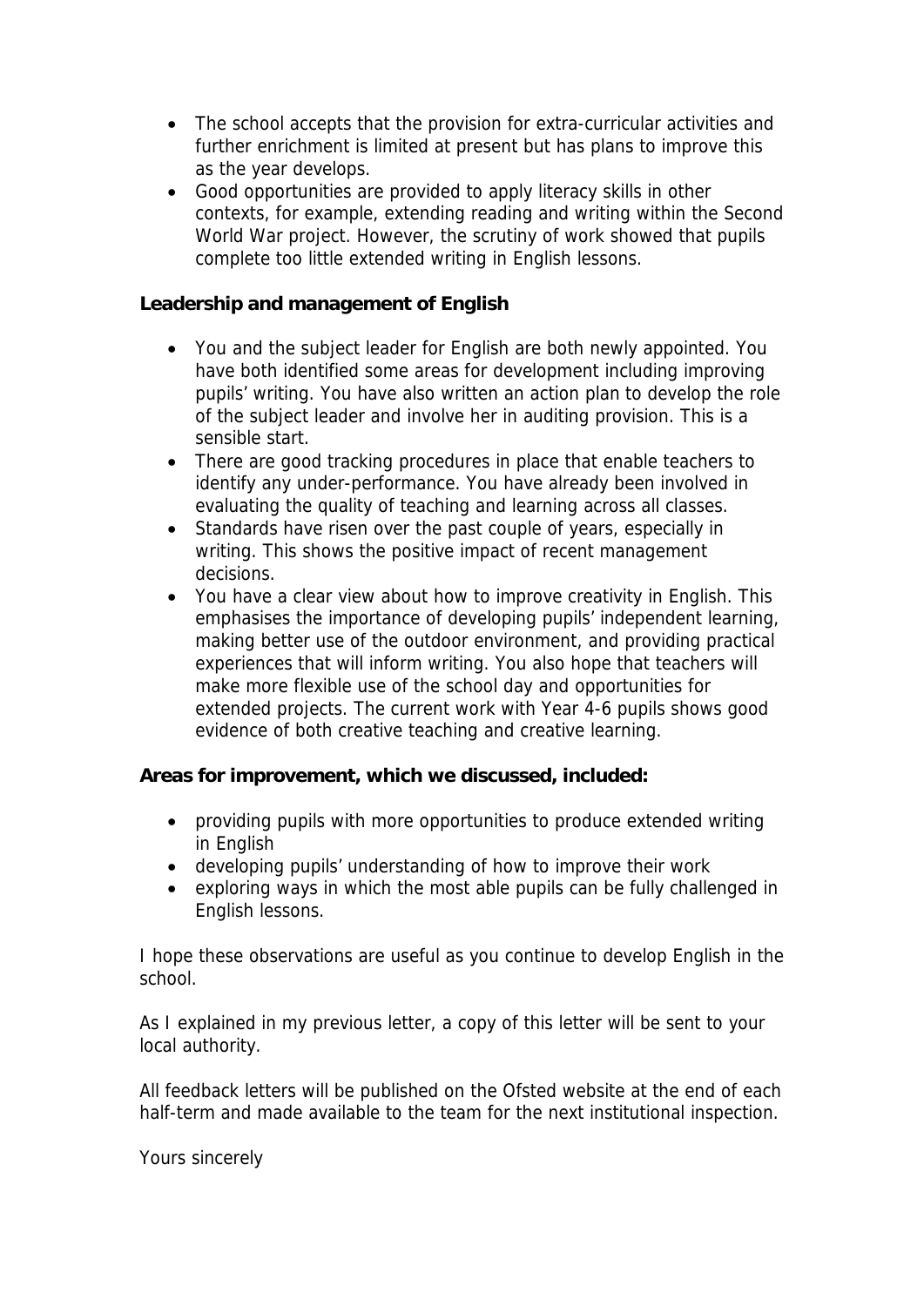- The school accepts that the provision for extra-curricular activities and further enrichment is limited at present but has plans to improve this as the year develops.
- Good opportunities are provided to apply literacy skills in other contexts, for example, extending reading and writing within the Second World War project. However, the scrutiny of work showed that pupils complete too little extended writing in English lessons.

**Leadership and management of English**

- You and the subject leader for English are both newly appointed. You have both identified some areas for development including improving pupils' writing. You have also written an action plan to develop the role of the subject leader and involve her in auditing provision. This is a sensible start.
- There are good tracking procedures in place that enable teachers to identify any under-performance. You have already been involved in evaluating the quality of teaching and learning across all classes.
- Standards have risen over the past couple of years, especially in writing. This shows the positive impact of recent management decisions.
- You have a clear view about how to improve creativity in English. This emphasises the importance of developing pupils' independent learning, making better use of the outdoor environment, and providing practical experiences that will inform writing. You also hope that teachers will make more flexible use of the school day and opportunities for extended projects. The current work with Year 4-6 pupils shows good evidence of both creative teaching and creative learning.

**Areas for improvement, which we discussed, included:**

- providing pupils with more opportunities to produce extended writing in English
- developing pupils' understanding of how to improve their work
- exploring ways in which the most able pupils can be fully challenged in English lessons.

I hope these observations are useful as you continue to develop English in the school.

As I explained in my previous letter, a copy of this letter will be sent to your local authority.

All feedback letters will be published on the Ofsted website at the end of each half-term and made available to the team for the next institutional inspection.

Yours sincerely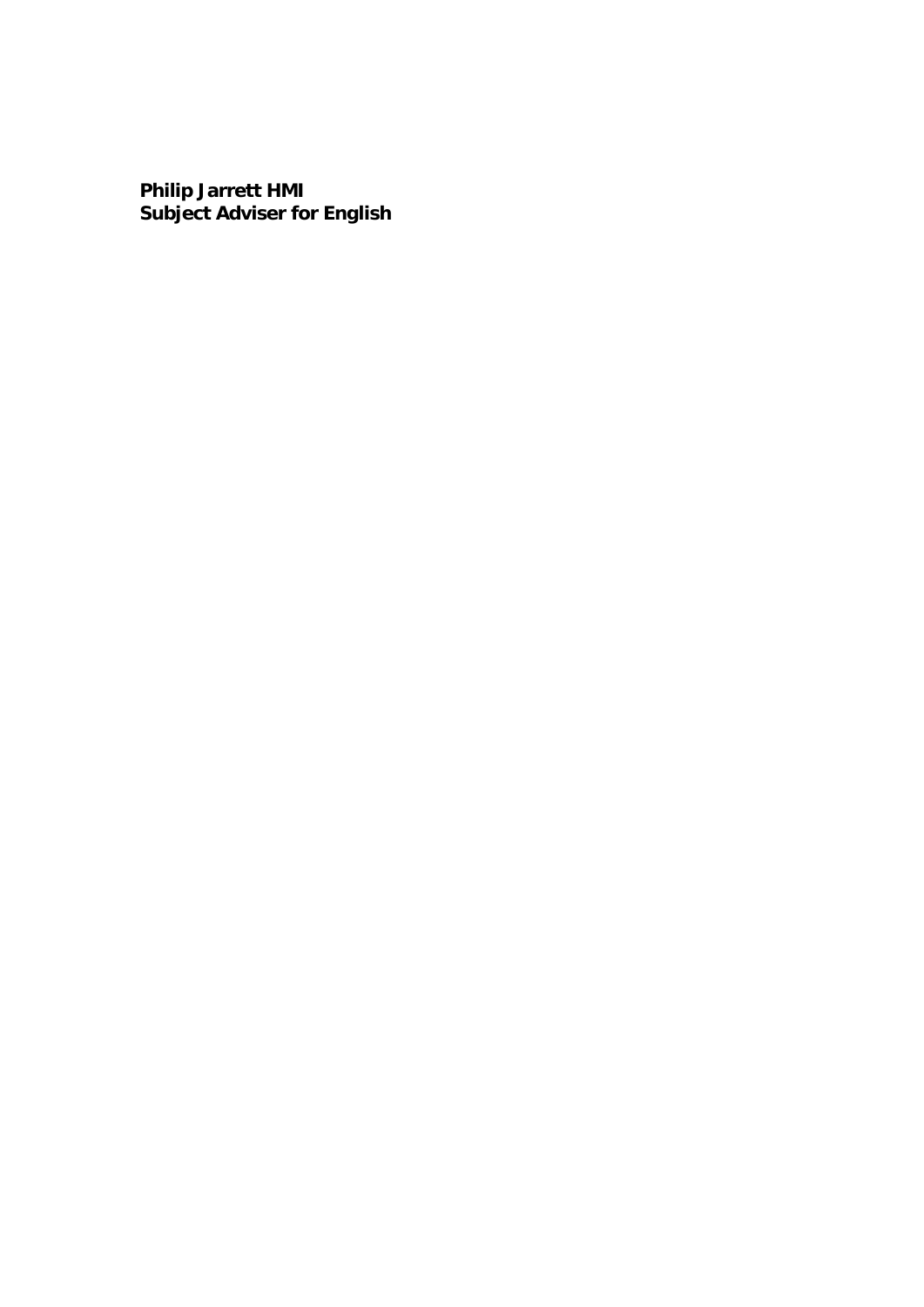**Philip Jarrett HMI**
**Subject Adviser for English**